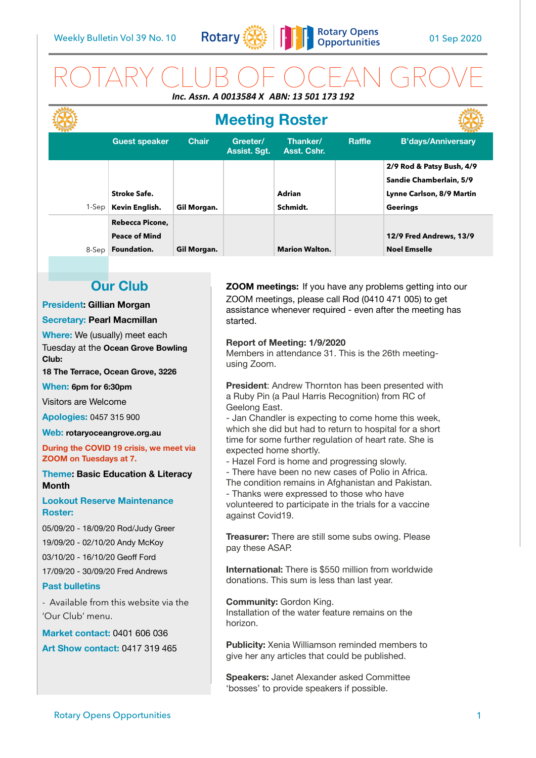Weekly Bulletin Vol 39 No. 10

01 Sep 2020

# ROTARY CLUB OF OCEAN GROVE

***Inc. Assn. A 0013584 X ABN: 13 501 173 192***

## Meeting Roster

| | Guest speaker | Chair | Greeter/ Assist. Sgt. | Thanker/ Asst. Cshr. | Raffle | B'days/Anniversary |
|---|---|---|---|---|---|---|
| 1-Sep | **Stroke Safe. Kevin English.** | **Gil Morgan.** | | **Adrian Schmidt.** | | **2/9 Rod & Patsy Bush, 4/9 Sandie Chamberlain, 5/9 Lynne Carlson, 8/9 Martin Geerings** |
| 8-Sep | **Rebecca Picone, Peace of Mind Foundation.** | **Gil Morgan.** | | **Marion Walton.** | | **12/9 Fred Andrews, 13/9 Noel Emselle** |

## Our Club

**President: Gillian Morgan**

**Secretary: Pearl Macmillan**

**Where:** We (usually) meet each Tuesday at the **Ocean Grove Bowling Club:**

**18 The Terrace, Ocean Grove, 3226**

**When: 6pm for 6:30pm**

Visitors are Welcome

**Apologies:** 0457 315 900

**Web: rotaryoceangrove.org.au**

**During the COVID 19 crisis, we meet via ZOOM on Tuesdays at 7.**

**Theme: Basic Education & Literacy Month**

**Lookout Reserve Maintenance Roster:**

05/09/20 - 18/09/20 Rod/Judy Greer

19/09/20 - 02/10/20 Andy McKoy

03/10/20 - 16/10/20 Geoff Ford

17/09/20 - 30/09/20 Fred Andrews

**Past bulletins**

- Available from this website via the 'Our Club' menu.

**Market contact:** 0401 606 036

**Art Show contact:** 0417 319 465

**ZOOM meetings:** If you have any problems getting into our ZOOM meetings, please call Rod (0410 471 005) to get assistance whenever required - even after the meeting has started.

**Report of Meeting: 1/9/2020**
Members in attendance 31. This is the 26th meeting-using Zoom.

**President**: Andrew Thornton has been presented with a Ruby Pin (a Paul Harris Recognition) from RC of Geelong East.
- Jan Chandler is expecting to come home this week, which she did but had to return to hospital for a short time for some further regulation of heart rate. She is expected home shortly.
- Hazel Ford is home and progressing slowly.
- There have been no new cases of Polio in Africa. The condition remains in Afghanistan and Pakistan.
- Thanks were expressed to those who have volunteered to participate in the trials for a vaccine against Covid19.

**Treasurer:** There are still some subs owing. Please pay these ASAP.

**International:** There is $550 million from worldwide donations. This sum is less than last year.

**Community:** Gordon King.
Installation of the water feature remains on the horizon.

**Publicity:** Xenia Williamson reminded members to give her any articles that could be published.

**Speakers:** Janet Alexander asked Committee 'bosses' to provide speakers if possible.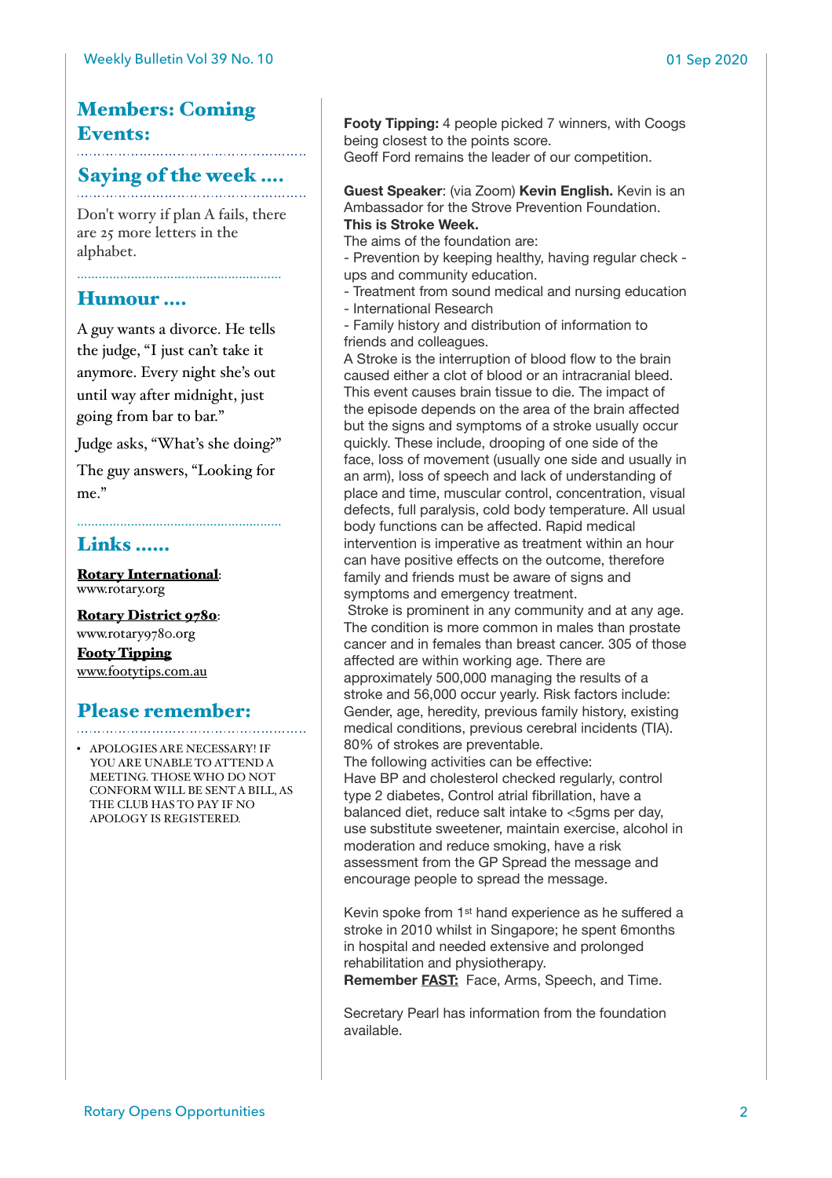## Members: Coming Events:

## Saying of the week ....

Don't worry if plan A fails, there are 25 more letters in the alphabet.

## Humour ....

A guy wants a divorce. He tells the judge, "I just can't take it anymore. Every night she's out until way after midnight, just going from bar to bar."

Judge asks, "What's she doing?"

The guy answers, "Looking for me."

## Links ......

**Rotary International**: www.rotary.org

**Rotary District 9780**: www.rotary9780.org

**Footy Tipping**
www.footytips.com.au

## Please remember:

- APOLOGIES ARE NECESSARY! IF YOU ARE UNABLE TO ATTEND A MEETING. THOSE WHO DO NOT CONFORM WILL BE SENT A BILL, AS THE CLUB HAS TO PAY IF NO APOLOGY IS REGISTERED.

**Footy Tipping:** 4 people picked 7 winners, with Coogs being closest to the points score.
Geoff Ford remains the leader of our competition.

**Guest Speaker**: (via Zoom) **Kevin English.** Kevin is an Ambassador for the Strove Prevention Foundation.
**This is Stroke Week.**
The aims of the foundation are:
- Prevention by keeping healthy, having regular check -ups and community education.
- Treatment from sound medical and nursing education
- International Research
- Family history and distribution of information to friends and colleagues.

A Stroke is the interruption of blood flow to the brain caused either a clot of blood or an intracranial bleed. This event causes brain tissue to die. The impact of the episode depends on the area of the brain affected but the signs and symptoms of a stroke usually occur quickly. These include, drooping of one side of the face, loss of movement (usually one side and usually in an arm), loss of speech and lack of understanding of place and time, muscular control, concentration, visual defects, full paralysis, cold body temperature. All usual body functions can be affected. Rapid medical intervention is imperative as treatment within an hour can have positive effects on the outcome, therefore family and friends must be aware of signs and symptoms and emergency treatment.
Stroke is prominent in any community and at any age. The condition is more common in males than prostate cancer and in females than breast cancer. 305 of those affected are within working age. There are approximately 500,000 managing the results of a stroke and 56,000 occur yearly. Risk factors include: Gender, age, heredity, previous family history, existing medical conditions, previous cerebral incidents (TIA). 80% of strokes are preventable.
The following activities can be effective:
Have BP and cholesterol checked regularly, control type 2 diabetes, Control atrial fibrillation, have a balanced diet, reduce salt intake to <5gms per day, use substitute sweetener, maintain exercise, alcohol in moderation and reduce smoking, have a risk assessment from the GP Spread the message and encourage people to spread the message.

Kevin spoke from 1st hand experience as he suffered a stroke in 2010 whilst in Singapore; he spent 6months in hospital and needed extensive and prolonged rehabilitation and physiotherapy.
**Remember FAST:** Face, Arms, Speech, and Time.

Secretary Pearl has information from the foundation available.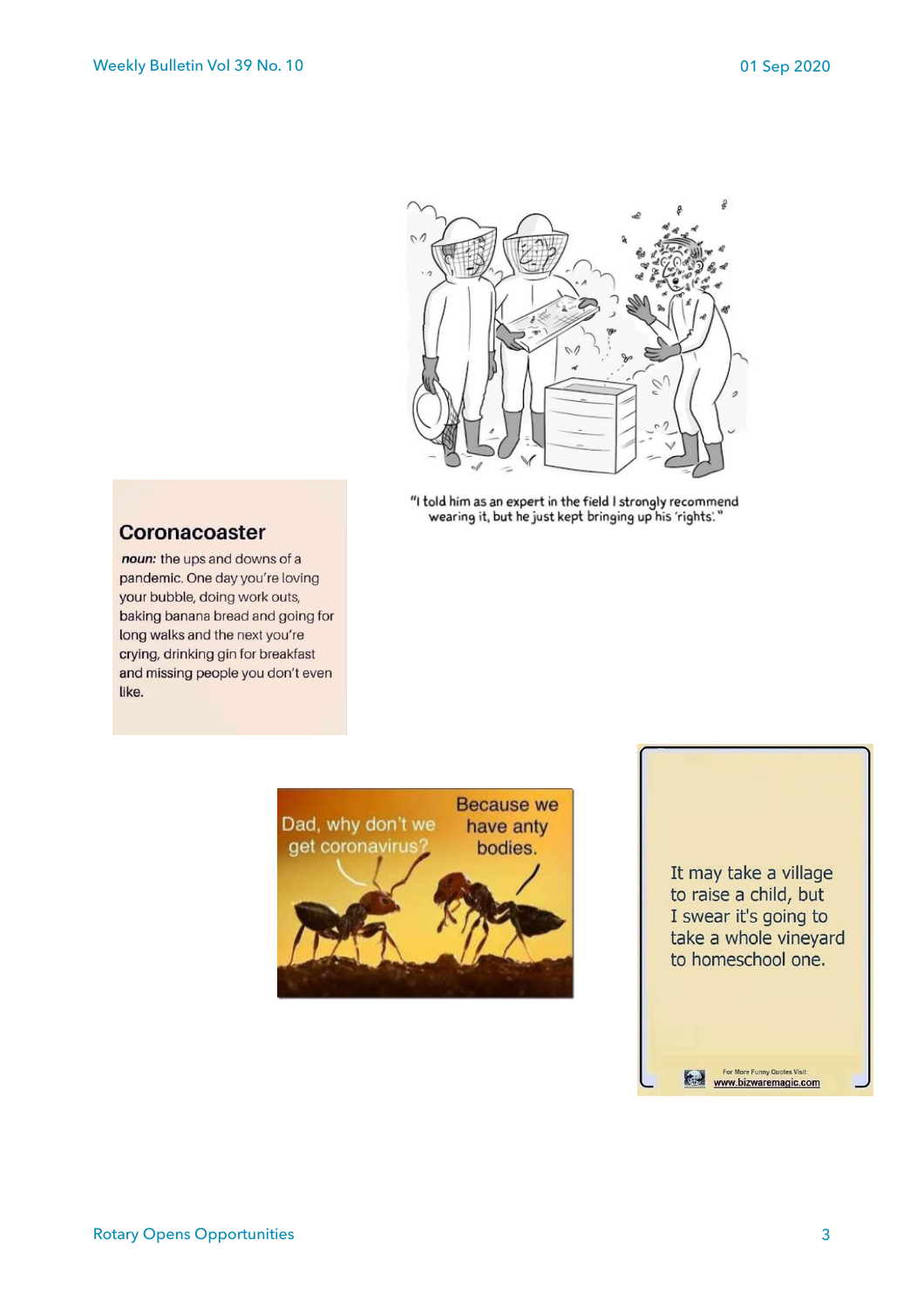"I told him as an expert in the field I strongly recommend wearing it, but he just kept bringing up his 'rights'."

## Coronacoaster

***noun:*** the ups and downs of a pandemic. One day you're loving your bubble, doing work outs, baking banana bread and going for long walks and the next you're crying, drinking gin for breakfast and missing people you don't even like.

Dad, why don't we get coronavirus?

Because we have anty bodies.

It may take a village to raise a child, but I swear it's going to take a whole vineyard to homeschool one.

For More Funny Quotes Visit: www.bizwaremagic.com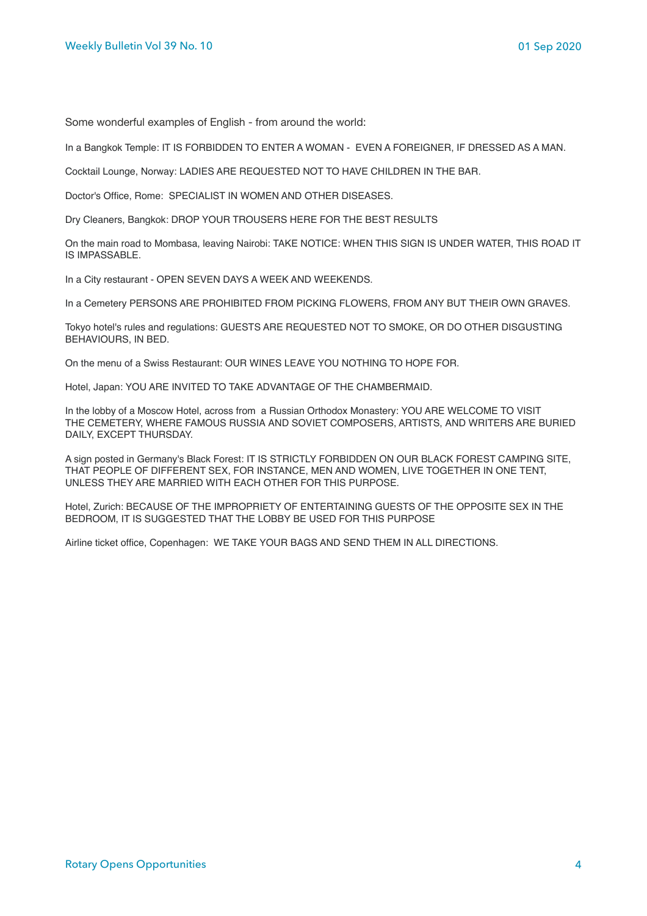Some wonderful examples of English - from around the world:

In a Bangkok Temple: IT IS FORBIDDEN TO ENTER A WOMAN - EVEN A FOREIGNER, IF DRESSED AS A MAN.

Cocktail Lounge, Norway: LADIES ARE REQUESTED NOT TO HAVE CHILDREN IN THE BAR.

Doctor's Office, Rome: SPECIALIST IN WOMEN AND OTHER DISEASES.

Dry Cleaners, Bangkok: DROP YOUR TROUSERS HERE FOR THE BEST RESULTS

On the main road to Mombasa, leaving Nairobi: TAKE NOTICE: WHEN THIS SIGN IS UNDER WATER, THIS ROAD IT IS IMPASSABLE.

In a City restaurant - OPEN SEVEN DAYS A WEEK AND WEEKENDS.

In a Cemetery PERSONS ARE PROHIBITED FROM PICKING FLOWERS, FROM ANY BUT THEIR OWN GRAVES.

Tokyo hotel's rules and regulations: GUESTS ARE REQUESTED NOT TO SMOKE, OR DO OTHER DISGUSTING BEHAVIOURS, IN BED.

On the menu of a Swiss Restaurant: OUR WINES LEAVE YOU NOTHING TO HOPE FOR.

Hotel, Japan: YOU ARE INVITED TO TAKE ADVANTAGE OF THE CHAMBERMAID.

In the lobby of a Moscow Hotel, across from a Russian Orthodox Monastery: YOU ARE WELCOME TO VISIT THE CEMETERY, WHERE FAMOUS RUSSIA AND SOVIET COMPOSERS, ARTISTS, AND WRITERS ARE BURIED DAILY, EXCEPT THURSDAY.

A sign posted in Germany's Black Forest: IT IS STRICTLY FORBIDDEN ON OUR BLACK FOREST CAMPING SITE, THAT PEOPLE OF DIFFERENT SEX, FOR INSTANCE, MEN AND WOMEN, LIVE TOGETHER IN ONE TENT, UNLESS THEY ARE MARRIED WITH EACH OTHER FOR THIS PURPOSE.

Hotel, Zurich: BECAUSE OF THE IMPROPRIETY OF ENTERTAINING GUESTS OF THE OPPOSITE SEX IN THE BEDROOM, IT IS SUGGESTED THAT THE LOBBY BE USED FOR THIS PURPOSE

Airline ticket office, Copenhagen: WE TAKE YOUR BAGS AND SEND THEM IN ALL DIRECTIONS.